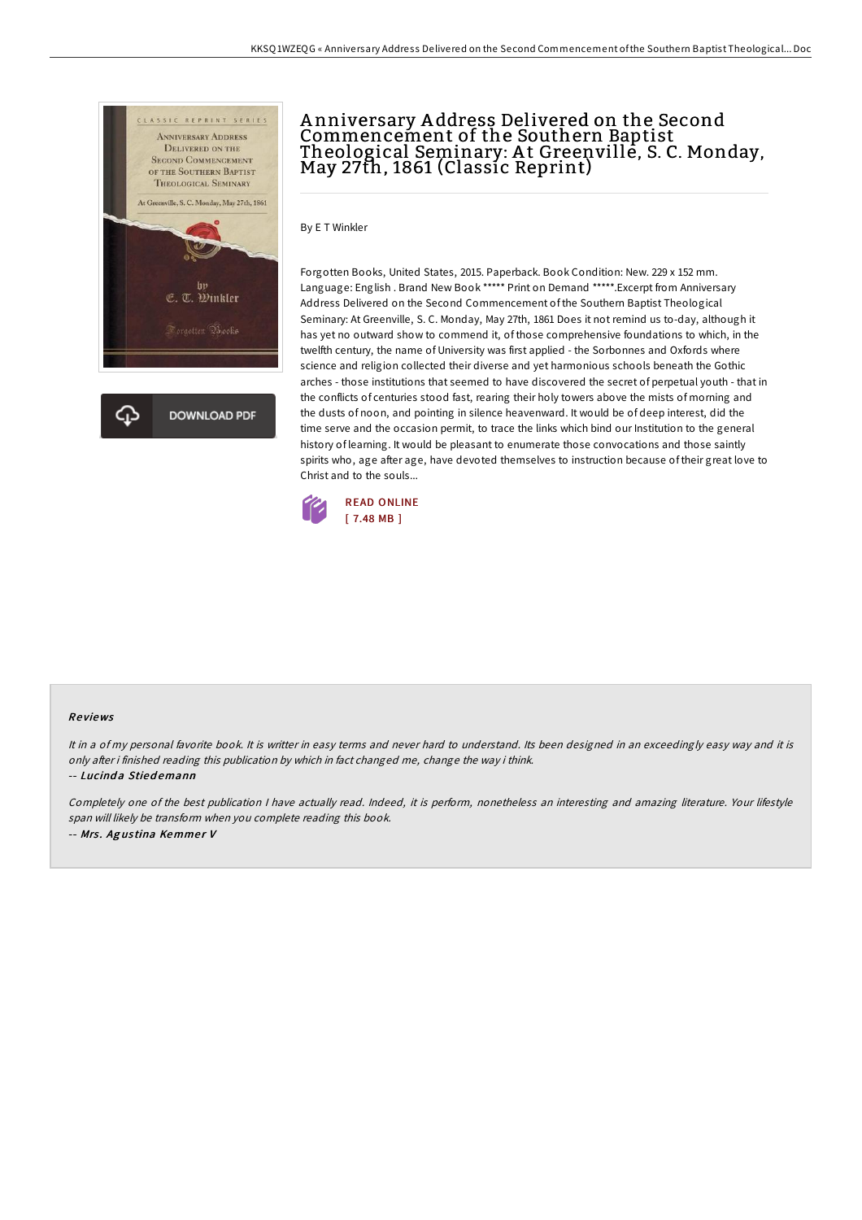# Anniversary Address Delivered on the Second Commencement of the Southern Baptist Theological Seminary: At Greenville, S. C. Monday, May 27th, 1861 (Classic Reprint)

By E T Winkler

Forgotten Books, United States, 2015. Paperback. Book Condition: New. 229 x 152 mm. Language: English . Brand New Book ***** Print on Demand *****.Excerpt from Anniversary Address Delivered on the Second Commencement of the Southern Baptist Theological Seminary: At Greenville, S. C. Monday, May 27th, 1861 Does it not remind us to-day, although it has yet no outward show to commend it, of those comprehensive foundations to which, in the twelfth century, the name of University was first applied - the Sorbonnes and Oxfords where science and religion collected their diverse and yet harmonious schools beneath the Gothic arches - those institutions that seemed to have discovered the secret of perpetual youth - that in the conflicts of centuries stood fast, rearing their holy towers above the mists of morning and the dusts of noon, and pointing in silence heavenward. It would be of deep interest, did the time serve and the occasion permit, to trace the links which bind our Institution to the general history of learning. It would be pleasant to enumerate those convocations and those saintly spirits who, age after age, have devoted themselves to instruction because of their great love to Christ and to the souls...

DOWNLOAD PDF

READ ONLINE
[ 7.48 MB ]

## Reviews

*It in a of my personal favorite book. It is writter in easy terms and never hard to understand. Its been designed in an exceedingly easy way and it is only after i finished reading this publication by which in fact changed me, change the way i think.*

-- *Lucinda Stiedemann*

*Completely one of the best publication I have actually read. Indeed, it is perform, nonetheless an interesting and amazing literature. Your lifestyle span will likely be transform when you complete reading this book.*

-- *Mrs. Agustina Kemmer V*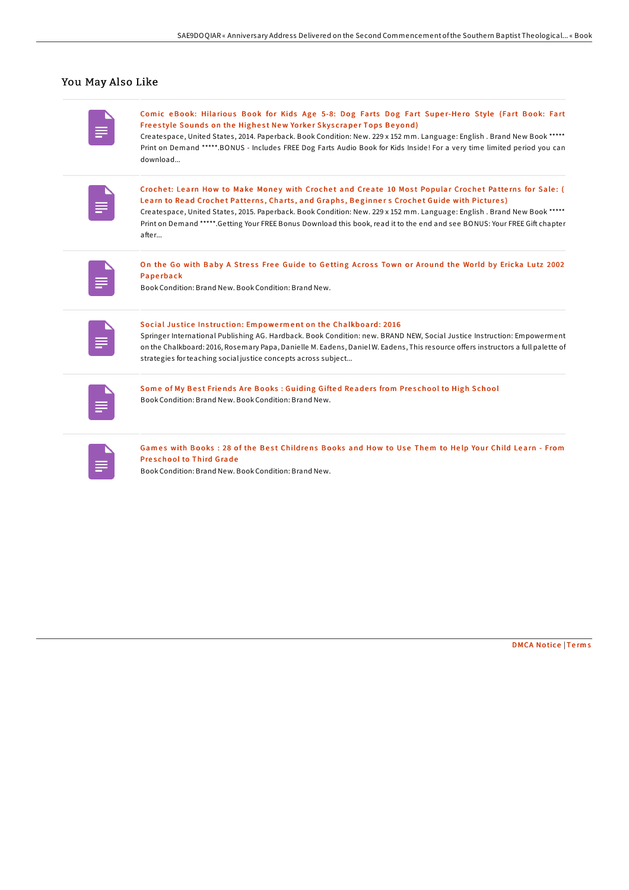## You May Also Like

**Comic eBook: Hilarious Book for Kids Age 5-8: Dog Farts Dog Fart Super-Hero Style (Fart Book: Fart Freestyle Sounds on the Highest New Yorker Skyscraper Tops Beyond)**

Createspace, United States, 2014. Paperback. Book Condition: New. 229 x 152 mm. Language: English . Brand New Book ***** Print on Demand *****.BONUS - Includes FREE Dog Farts Audio Book for Kids Inside! For a very time limited period you can download...

**Crochet: Learn How to Make Money with Crochet and Create 10 Most Popular Crochet Patterns for Sale: ( Learn to Read Crochet Patterns, Charts, and Graphs, Beginner s Crochet Guide with Pictures)**

Createspace, United States, 2015. Paperback. Book Condition: New. 229 x 152 mm. Language: English . Brand New Book ***** Print on Demand *****.Getting Your FREE Bonus Download this book, read it to the end and see BONUS: Your FREE Gift chapter after...

**On the Go with Baby A Stress Free Guide to Getting Across Town or Around the World by Ericka Lutz 2002 Paperback**

Book Condition: Brand New. Book Condition: Brand New.

**Social Justice Instruction: Empowerment on the Chalkboard: 2016**

Springer International Publishing AG. Hardback. Book Condition: new. BRAND NEW, Social Justice Instruction: Empowerment on the Chalkboard: 2016, Rosemary Papa, Danielle M. Eadens, Daniel W. Eadens, This resource offers instructors a full palette of strategies for teaching social justice concepts across subject...

**Some of My Best Friends Are Books : Guiding Gifted Readers from Preschool to High School**

Book Condition: Brand New. Book Condition: Brand New.

**Games with Books : 28 of the Best Childrens Books and How to Use Them to Help Your Child Learn - From Preschool to Third Grade**

Book Condition: Brand New. Book Condition: Brand New.

DMCA Notice | Terms